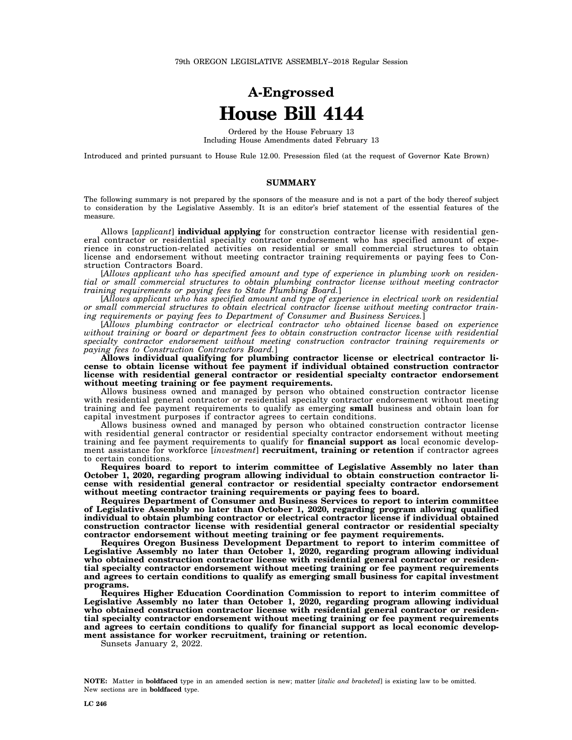79th OREGON LEGISLATIVE ASSEMBLY--2018 Regular Session

# A-Engrossed
# House Bill 4144

Ordered by the House February 13
Including House Amendments dated February 13

Introduced and printed pursuant to House Rule 12.00. Presession filed (at the request of Governor Kate Brown)

## SUMMARY

The following summary is not prepared by the sponsors of the measure and is not a part of the body thereof subject to consideration by the Legislative Assembly. It is an editor's brief statement of the essential features of the measure.

Allows [*applicant*] **individual applying** for construction contractor license with residential general contractor or residential specialty contractor endorsement who has specified amount of experience in construction-related activities on residential or small commercial structures to obtain license and endorsement without meeting contractor training requirements or paying fees to Construction Contractors Board.

[*Allows applicant who has specified amount and type of experience in plumbing work on residential or small commercial structures to obtain plumbing contractor license without meeting contractor training requirements or paying fees to State Plumbing Board.*]

[*Allows applicant who has specified amount and type of experience in electrical work on residential or small commercial structures to obtain electrical contractor license without meeting contractor training requirements or paying fees to Department of Consumer and Business Services.*]

[*Allows plumbing contractor or electrical contractor who obtained license based on experience without training or board or department fees to obtain construction contractor license with residential specialty contractor endorsement without meeting construction contractor training requirements or paying fees to Construction Contractors Board.*]

**Allows individual qualifying for plumbing contractor license or electrical contractor license to obtain license without fee payment if individual obtained construction contractor license with residential general contractor or residential specialty contractor endorsement without meeting training or fee payment requirements.**

Allows business owned and managed by person who obtained construction contractor license with residential general contractor or residential specialty contractor endorsement without meeting training and fee payment requirements to qualify as emerging **small** business and obtain loan for capital investment purposes if contractor agrees to certain conditions.

Allows business owned and managed by person who obtained construction contractor license with residential general contractor or residential specialty contractor endorsement without meeting training and fee payment requirements to qualify for **financial support as** local economic development assistance for workforce [*investment*] **recruitment, training or retention** if contractor agrees to certain conditions.

**Requires board to report to interim committee of Legislative Assembly no later than October 1, 2020, regarding program allowing individual to obtain construction contractor license with residential general contractor or residential specialty contractor endorsement without meeting contractor training requirements or paying fees to board.**

**Requires Department of Consumer and Business Services to report to interim committee of Legislative Assembly no later than October 1, 2020, regarding program allowing qualified individual to obtain plumbing contractor or electrical contractor license if individual obtained construction contractor license with residential general contractor or residential specialty contractor endorsement without meeting training or fee payment requirements.**

**Requires Oregon Business Development Department to report to interim committee of Legislative Assembly no later than October 1, 2020, regarding program allowing individual who obtained construction contractor license with residential general contractor or residential specialty contractor endorsement without meeting training or fee payment requirements and agrees to certain conditions to qualify as emerging small business for capital investment programs.**

**Requires Higher Education Coordination Commission to report to interim committee of Legislative Assembly no later than October 1, 2020, regarding program allowing individual who obtained construction contractor license with residential general contractor or residential specialty contractor endorsement without meeting training or fee payment requirements and agrees to certain conditions to qualify for financial support as local economic development assistance for worker recruitment, training or retention.**

Sunsets January 2, 2022.

**NOTE:** Matter in **boldfaced** type in an amended section is new; matter [*italic and bracketed*] is existing law to be omitted. New sections are in **boldfaced** type.

LC 246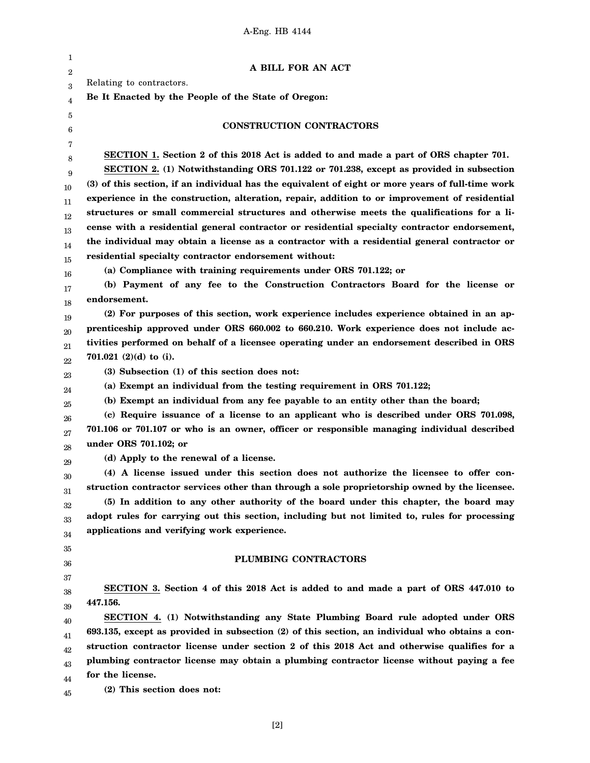**A BILL FOR AN ACT**

Relating to contractors.

**Be It Enacted by the People of the State of Oregon:**

## CONSTRUCTION CONTRACTORS

**SECTION 1. Section 2 of this 2018 Act is added to and made a part of ORS chapter 701.**

**SECTION 2. (1) Notwithstanding ORS 701.122 or 701.238, except as provided in subsection (3) of this section, if an individual has the equivalent of eight or more years of full-time work experience in the construction, alteration, repair, addition to or improvement of residential structures or small commercial structures and otherwise meets the qualifications for a license with a residential general contractor or residential specialty contractor endorsement, the individual may obtain a license as a contractor with a residential general contractor or residential specialty contractor endorsement without:**

**(a) Compliance with training requirements under ORS 701.122; or**

**(b) Payment of any fee to the Construction Contractors Board for the license or endorsement.**

**(2) For purposes of this section, work experience includes experience obtained in an apprenticeship approved under ORS 660.002 to 660.210. Work experience does not include activities performed on behalf of a licensee operating under an endorsement described in ORS 701.021 (2)(d) to (i).**

**(3) Subsection (1) of this section does not:**

**(a) Exempt an individual from the testing requirement in ORS 701.122;**

**(b) Exempt an individual from any fee payable to an entity other than the board;**

**(c) Require issuance of a license to an applicant who is described under ORS 701.098, 701.106 or 701.107 or who is an owner, officer or responsible managing individual described under ORS 701.102; or**

**(d) Apply to the renewal of a license.**

**(4) A license issued under this section does not authorize the licensee to offer construction contractor services other than through a sole proprietorship owned by the licensee.**

**(5) In addition to any other authority of the board under this chapter, the board may adopt rules for carrying out this section, including but not limited to, rules for processing applications and verifying work experience.**

## PLUMBING CONTRACTORS

**SECTION 3. Section 4 of this 2018 Act is added to and made a part of ORS 447.010 to 447.156.**

**SECTION 4. (1) Notwithstanding any State Plumbing Board rule adopted under ORS 693.135, except as provided in subsection (2) of this section, an individual who obtains a construction contractor license under section 2 of this 2018 Act and otherwise qualifies for a plumbing contractor license may obtain a plumbing contractor license without paying a fee for the license.**

**(2) This section does not:**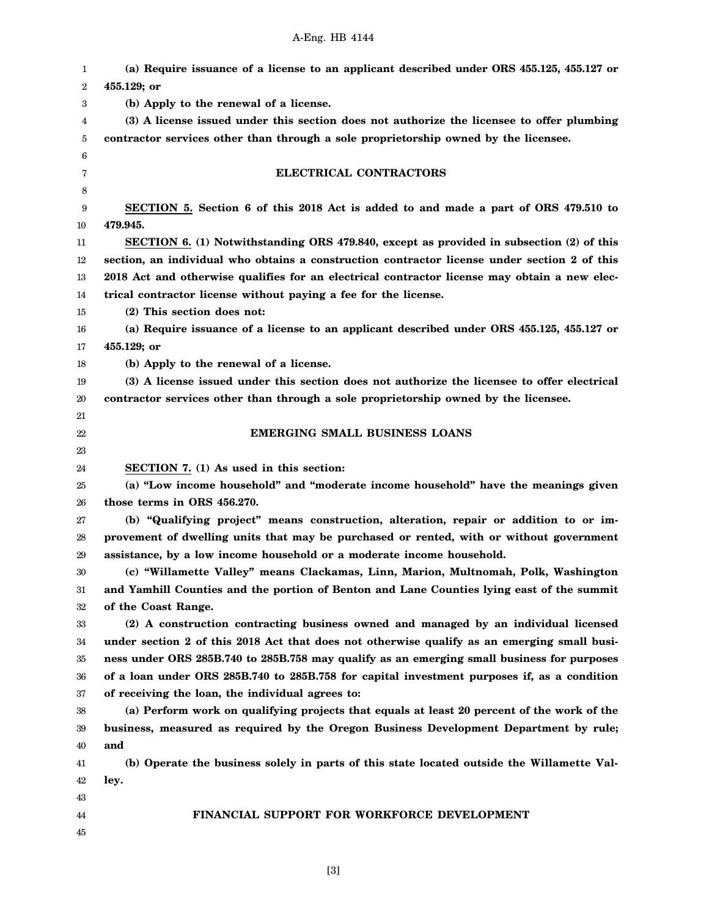**(a) Require issuance of a license to an applicant described under ORS 455.125, 455.127 or 455.129; or**

**(b) Apply to the renewal of a license.**

**(3) A license issued under this section does not authorize the licensee to offer plumbing contractor services other than through a sole proprietorship owned by the licensee.**

## ELECTRICAL CONTRACTORS

**SECTION 5. Section 6 of this 2018 Act is added to and made a part of ORS 479.510 to 479.945.**

**SECTION 6. (1) Notwithstanding ORS 479.840, except as provided in subsection (2) of this section, an individual who obtains a construction contractor license under section 2 of this 2018 Act and otherwise qualifies for an electrical contractor license may obtain a new electrical contractor license without paying a fee for the license.**

**(2) This section does not:**

**(a) Require issuance of a license to an applicant described under ORS 455.125, 455.127 or 455.129; or**

**(b) Apply to the renewal of a license.**

**(3) A license issued under this section does not authorize the licensee to offer electrical contractor services other than through a sole proprietorship owned by the licensee.**

## EMERGING SMALL BUSINESS LOANS

**SECTION 7. (1) As used in this section:**

**(a) "Low income household" and "moderate income household" have the meanings given those terms in ORS 456.270.**

**(b) "Qualifying project" means construction, alteration, repair or addition to or improvement of dwelling units that may be purchased or rented, with or without government assistance, by a low income household or a moderate income household.**

**(c) "Willamette Valley" means Clackamas, Linn, Marion, Multnomah, Polk, Washington and Yamhill Counties and the portion of Benton and Lane Counties lying east of the summit of the Coast Range.**

**(2) A construction contracting business owned and managed by an individual licensed under section 2 of this 2018 Act that does not otherwise qualify as an emerging small business under ORS 285B.740 to 285B.758 may qualify as an emerging small business for purposes of a loan under ORS 285B.740 to 285B.758 for capital investment purposes if, as a condition of receiving the loan, the individual agrees to:**

**(a) Perform work on qualifying projects that equals at least 20 percent of the work of the business, measured as required by the Oregon Business Development Department by rule; and**

**(b) Operate the business solely in parts of this state located outside the Willamette Valley.**

## FINANCIAL SUPPORT FOR WORKFORCE DEVELOPMENT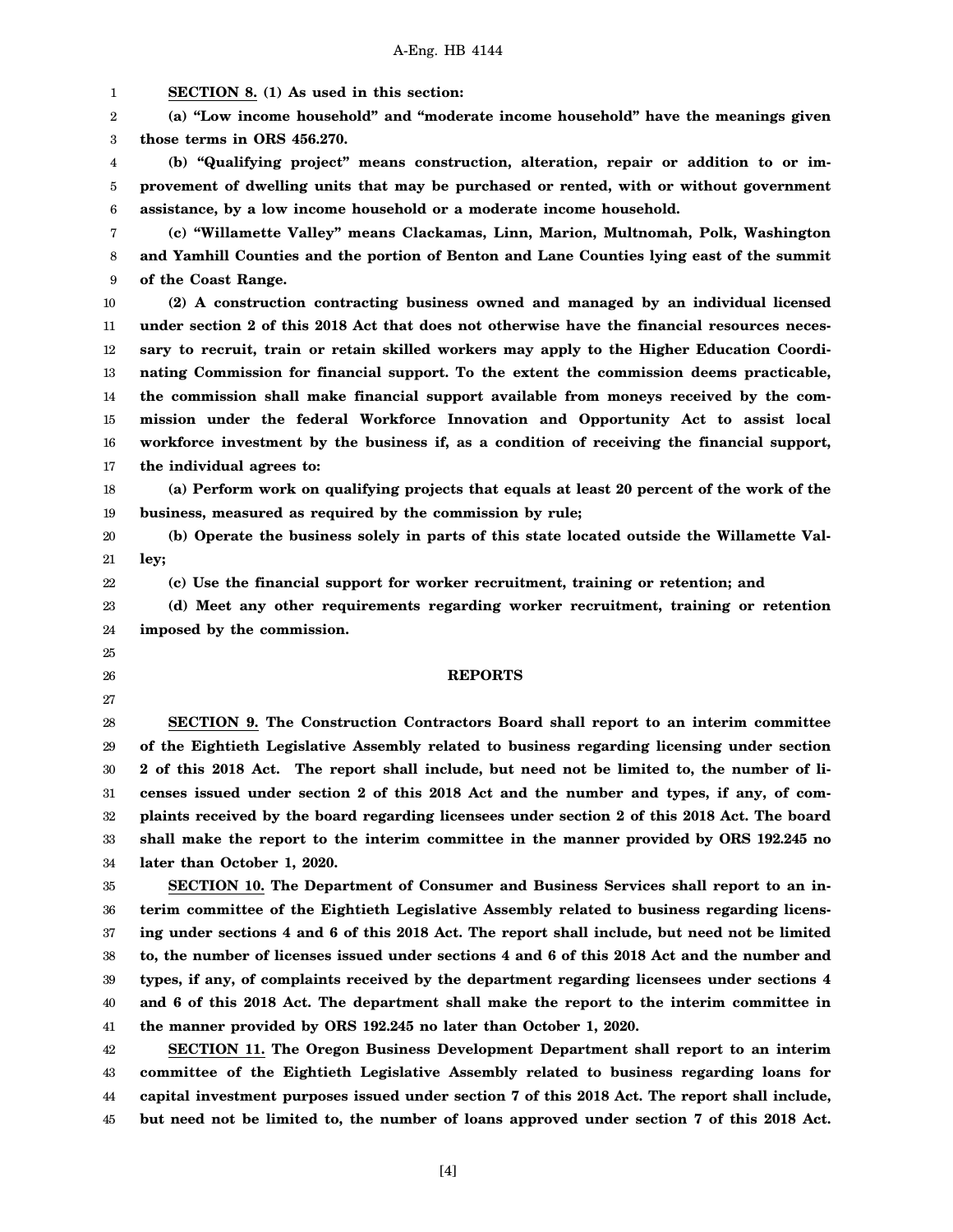**SECTION 8. (1) As used in this section:**

**(a) "Low income household" and "moderate income household" have the meanings given those terms in ORS 456.270.**

**(b) "Qualifying project" means construction, alteration, repair or addition to or improvement of dwelling units that may be purchased or rented, with or without government assistance, by a low income household or a moderate income household.**

**(c) "Willamette Valley" means Clackamas, Linn, Marion, Multnomah, Polk, Washington and Yamhill Counties and the portion of Benton and Lane Counties lying east of the summit of the Coast Range.**

**(2) A construction contracting business owned and managed by an individual licensed under section 2 of this 2018 Act that does not otherwise have the financial resources necessary to recruit, train or retain skilled workers may apply to the Higher Education Coordinating Commission for financial support. To the extent the commission deems practicable, the commission shall make financial support available from moneys received by the commission under the federal Workforce Innovation and Opportunity Act to assist local workforce investment by the business if, as a condition of receiving the financial support, the individual agrees to:**

**(a) Perform work on qualifying projects that equals at least 20 percent of the work of the business, measured as required by the commission by rule;**

**(b) Operate the business solely in parts of this state located outside the Willamette Valley;**

**(c) Use the financial support for worker recruitment, training or retention; and**

**(d) Meet any other requirements regarding worker recruitment, training or retention imposed by the commission.**

## REPORTS

**SECTION 9. The Construction Contractors Board shall report to an interim committee of the Eightieth Legislative Assembly related to business regarding licensing under section 2 of this 2018 Act. The report shall include, but need not be limited to, the number of licenses issued under section 2 of this 2018 Act and the number and types, if any, of complaints received by the board regarding licensees under section 2 of this 2018 Act. The board shall make the report to the interim committee in the manner provided by ORS 192.245 no later than October 1, 2020.**

**SECTION 10. The Department of Consumer and Business Services shall report to an interim committee of the Eightieth Legislative Assembly related to business regarding licensing under sections 4 and 6 of this 2018 Act. The report shall include, but need not be limited to, the number of licenses issued under sections 4 and 6 of this 2018 Act and the number and types, if any, of complaints received by the department regarding licensees under sections 4 and 6 of this 2018 Act. The department shall make the report to the interim committee in the manner provided by ORS 192.245 no later than October 1, 2020.**

**SECTION 11. The Oregon Business Development Department shall report to an interim committee of the Eightieth Legislative Assembly related to business regarding loans for capital investment purposes issued under section 7 of this 2018 Act. The report shall include, but need not be limited to, the number of loans approved under section 7 of this 2018 Act.**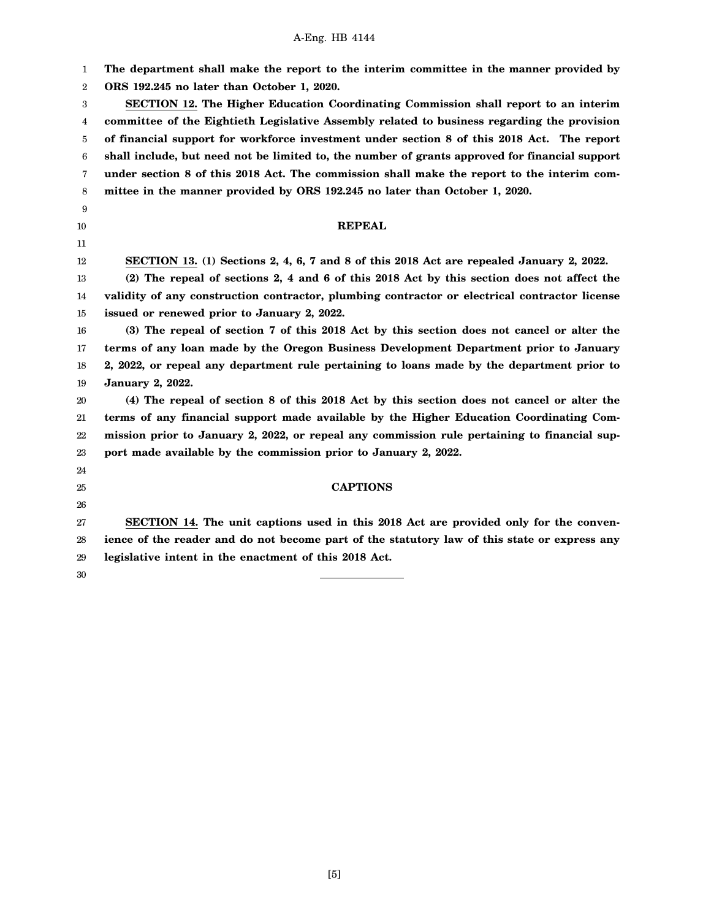**The department shall make the report to the interim committee in the manner provided by ORS 192.245 no later than October 1, 2020.**

**SECTION 12. The Higher Education Coordinating Commission shall report to an interim committee of the Eightieth Legislative Assembly related to business regarding the provision of financial support for workforce investment under section 8 of this 2018 Act. The report shall include, but need not be limited to, the number of grants approved for financial support under section 8 of this 2018 Act. The commission shall make the report to the interim committee in the manner provided by ORS 192.245 no later than October 1, 2020.**

## REPEAL

**SECTION 13. (1) Sections 2, 4, 6, 7 and 8 of this 2018 Act are repealed January 2, 2022.**

**(2) The repeal of sections 2, 4 and 6 of this 2018 Act by this section does not affect the validity of any construction contractor, plumbing contractor or electrical contractor license issued or renewed prior to January 2, 2022.**

**(3) The repeal of section 7 of this 2018 Act by this section does not cancel or alter the terms of any loan made by the Oregon Business Development Department prior to January 2, 2022, or repeal any department rule pertaining to loans made by the department prior to January 2, 2022.**

**(4) The repeal of section 8 of this 2018 Act by this section does not cancel or alter the terms of any financial support made available by the Higher Education Coordinating Commission prior to January 2, 2022, or repeal any commission rule pertaining to financial support made available by the commission prior to January 2, 2022.**

## CAPTIONS

**SECTION 14. The unit captions used in this 2018 Act are provided only for the convenience of the reader and do not become part of the statutory law of this state or express any legislative intent in the enactment of this 2018 Act.**